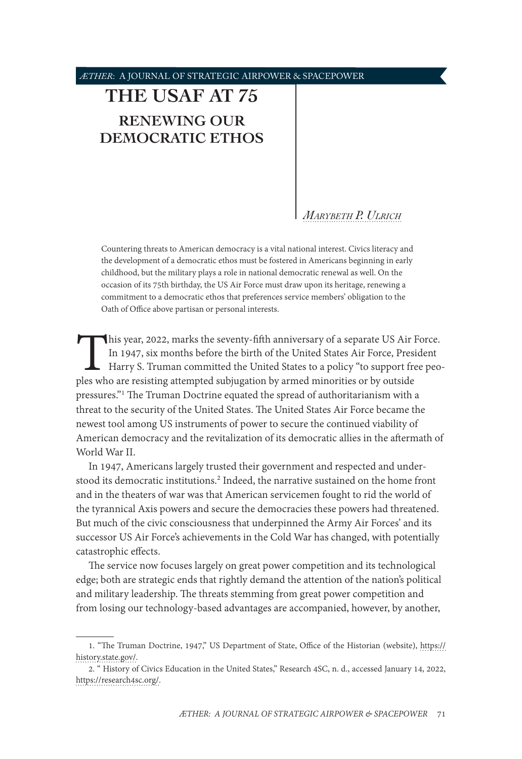# THE USAF AT 75

## RENEWING OUR DEMOCRATIC ETHOS

*Marybeth P. Ulrich*

Countering threats to American democracy is a vital national interest. Civics literacy and the development of a democratic ethos must be fostered in Americans beginning in early childhood, but the military plays a role in national democratic renewal as well. On the occasion of its 75th birthday, the US Air Force must draw upon its heritage, renewing a commitment to a democratic ethos that preferences service members' obligation to the Oath of Office above partisan or personal interests.

This year, 2022, marks the seventy-fifth anniversary of a separate US Air Force. In 1947, six months before the birth of the United States Air Force, President Harry S. Truman committed the United States to a policy "to support free peoples who are resisting attempted subjugation by armed minorities or by outside pressures."[1] The Truman Doctrine equated the spread of authoritarianism with a threat to the security of the United States. The United States Air Force became the newest tool among US instruments of power to secure the continued viability of American democracy and the revitalization of its democratic allies in the aftermath of World War II.

In 1947, Americans largely trusted their government and respected and understood its democratic institutions.[2] Indeed, the narrative sustained on the home front and in the theaters of war was that American servicemen fought to rid the world of the tyrannical Axis powers and secure the democracies these powers had threatened. But much of the civic consciousness that underpinned the Army Air Forces' and its successor US Air Force's achievements in the Cold War has changed, with potentially catastrophic effects.

The service now focuses largely on great power competition and its technological edge; both are strategic ends that rightly demand the attention of the nation's political and military leadership. The threats stemming from great power competition and from losing our technology-based advantages are accompanied, however, by another,

1. "The Truman Doctrine, 1947," US Department of State, Office of the Historian (website), https://history.state.gov/.

2. " History of Civics Education in the United States," Research 4SC, n. d., accessed January 14, 2022, https://research4sc.org/.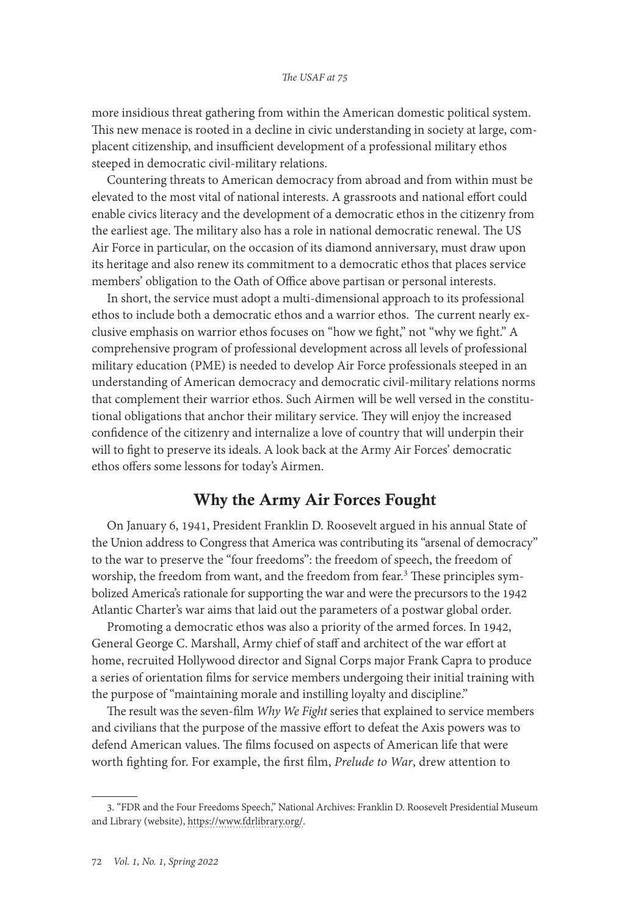more insidious threat gathering from within the American domestic political system. This new menace is rooted in a decline in civic understanding in society at large, complacent citizenship, and insufficient development of a professional military ethos steeped in democratic civil-military relations.

Countering threats to American democracy from abroad and from within must be elevated to the most vital of national interests. A grassroots and national effort could enable civics literacy and the development of a democratic ethos in the citizenry from the earliest age. The military also has a role in national democratic renewal. The US Air Force in particular, on the occasion of its diamond anniversary, must draw upon its heritage and also renew its commitment to a democratic ethos that places service members' obligation to the Oath of Office above partisan or personal interests.

In short, the service must adopt a multi-dimensional approach to its professional ethos to include both a democratic ethos and a warrior ethos. The current nearly exclusive emphasis on warrior ethos focuses on "how we fight," not "why we fight." A comprehensive program of professional development across all levels of professional military education (PME) is needed to develop Air Force professionals steeped in an understanding of American democracy and democratic civil-military relations norms that complement their warrior ethos. Such Airmen will be well versed in the constitutional obligations that anchor their military service. They will enjoy the increased confidence of the citizenry and internalize a love of country that will underpin their will to fight to preserve its ideals. A look back at the Army Air Forces' democratic ethos offers some lessons for today's Airmen.

## Why the Army Air Forces Fought

On January 6, 1941, President Franklin D. Roosevelt argued in his annual State of the Union address to Congress that America was contributing its "arsenal of democracy" to the war to preserve the "four freedoms": the freedom of speech, the freedom of worship, the freedom from want, and the freedom from fear.[3] These principles symbolized America's rationale for supporting the war and were the precursors to the 1942 Atlantic Charter's war aims that laid out the parameters of a postwar global order.

Promoting a democratic ethos was also a priority of the armed forces. In 1942, General George C. Marshall, Army chief of staff and architect of the war effort at home, recruited Hollywood director and Signal Corps major Frank Capra to produce a series of orientation films for service members undergoing their initial training with the purpose of "maintaining morale and instilling loyalty and discipline."

The result was the seven-film *Why We Fight* series that explained to service members and civilians that the purpose of the massive effort to defeat the Axis powers was to defend American values. The films focused on aspects of American life that were worth fighting for. For example, the first film, *Prelude to War*, drew attention to

3. "FDR and the Four Freedoms Speech," National Archives: Franklin D. Roosevelt Presidential Museum and Library (website), https://www.fdrlibrary.org/.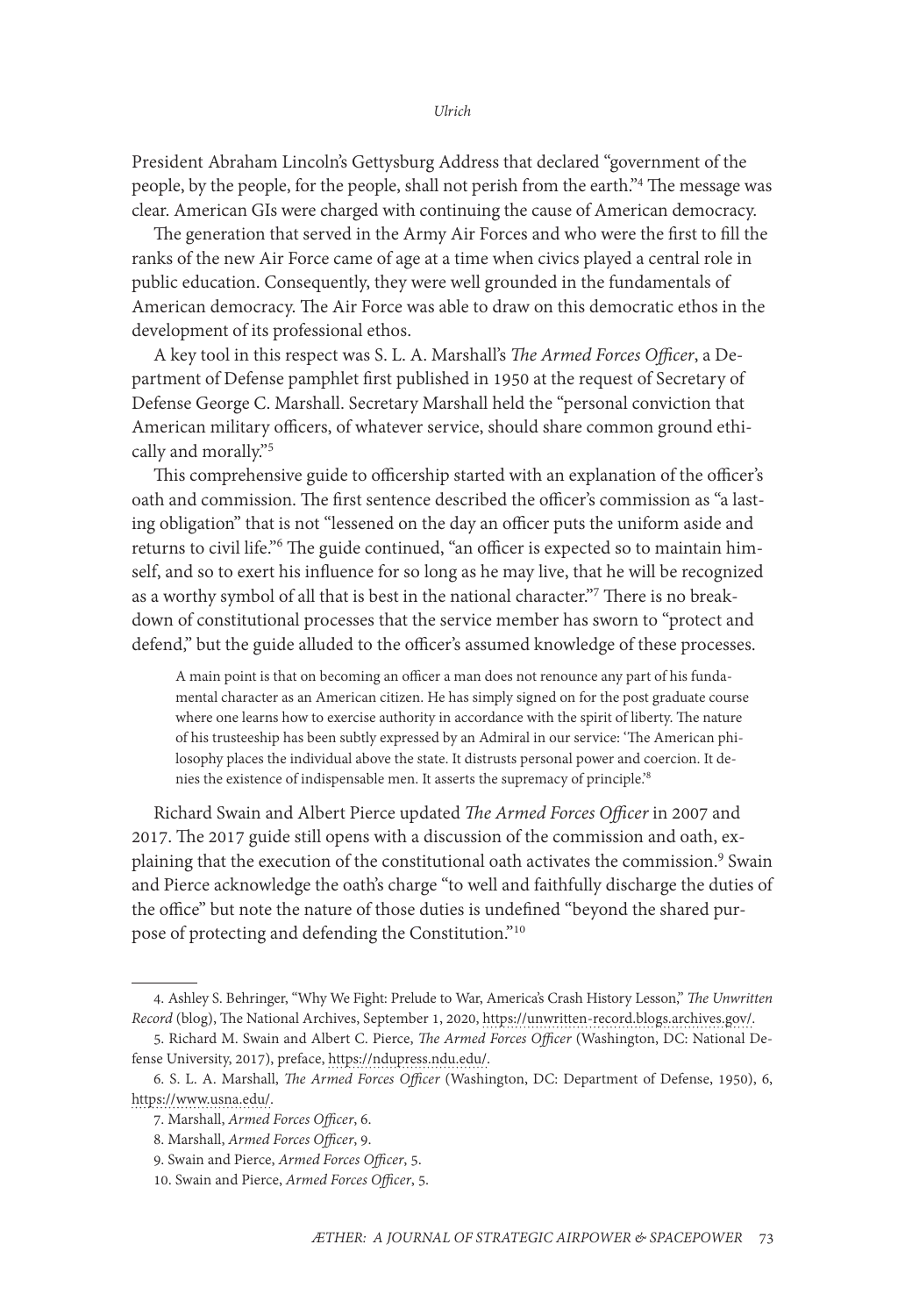President Abraham Lincoln's Gettysburg Address that declared "government of the people, by the people, for the people, shall not perish from the earth."[4] The message was clear. American GIs were charged with continuing the cause of American democracy.

The generation that served in the Army Air Forces and who were the first to fill the ranks of the new Air Force came of age at a time when civics played a central role in public education. Consequently, they were well grounded in the fundamentals of American democracy. The Air Force was able to draw on this democratic ethos in the development of its professional ethos.

A key tool in this respect was S. L. A. Marshall's *The Armed Forces Officer*, a Department of Defense pamphlet first published in 1950 at the request of Secretary of Defense George C. Marshall. Secretary Marshall held the "personal conviction that American military officers, of whatever service, should share common ground ethically and morally."[5]

This comprehensive guide to officership started with an explanation of the officer's oath and commission. The first sentence described the officer's commission as "a lasting obligation" that is not "lessened on the day an officer puts the uniform aside and returns to civil life."[6] The guide continued, "an officer is expected so to maintain himself, and so to exert his influence for so long as he may live, that he will be recognized as a worthy symbol of all that is best in the national character."[7] There is no breakdown of constitutional processes that the service member has sworn to "protect and defend," but the guide alluded to the officer's assumed knowledge of these processes.

> A main point is that on becoming an officer a man does not renounce any part of his fundamental character as an American citizen. He has simply signed on for the post graduate course where one learns how to exercise authority in accordance with the spirit of liberty. The nature of his trusteeship has been subtly expressed by an Admiral in our service: 'The American philosophy places the individual above the state. It distrusts personal power and coercion. It denies the existence of indispensable men. It asserts the supremacy of principle.'[8]

Richard Swain and Albert Pierce updated *The Armed Forces Officer* in 2007 and 2017. The 2017 guide still opens with a discussion of the commission and oath, explaining that the execution of the constitutional oath activates the commission.[9] Swain and Pierce acknowledge the oath's charge "to well and faithfully discharge the duties of the office" but note the nature of those duties is undefined "beyond the shared purpose of protecting and defending the Constitution."[10]

---

4. Ashley S. Behringer, "Why We Fight: Prelude to War, America's Crash History Lesson," *The Unwritten Record* (blog), The National Archives, September 1, 2020, https://unwritten-record.blogs.archives.gov/.

5. Richard M. Swain and Albert C. Pierce, *The Armed Forces Officer* (Washington, DC: National Defense University, 2017), preface, https://ndupress.ndu.edu/.

6. S. L. A. Marshall, *The Armed Forces Officer* (Washington, DC: Department of Defense, 1950), 6, https://www.usna.edu/.

7. Marshall, *Armed Forces Officer*, 6.

8. Marshall, *Armed Forces Officer*, 9.

9. Swain and Pierce, *Armed Forces Officer*, 5.

10. Swain and Pierce, *Armed Forces Officer*, 5.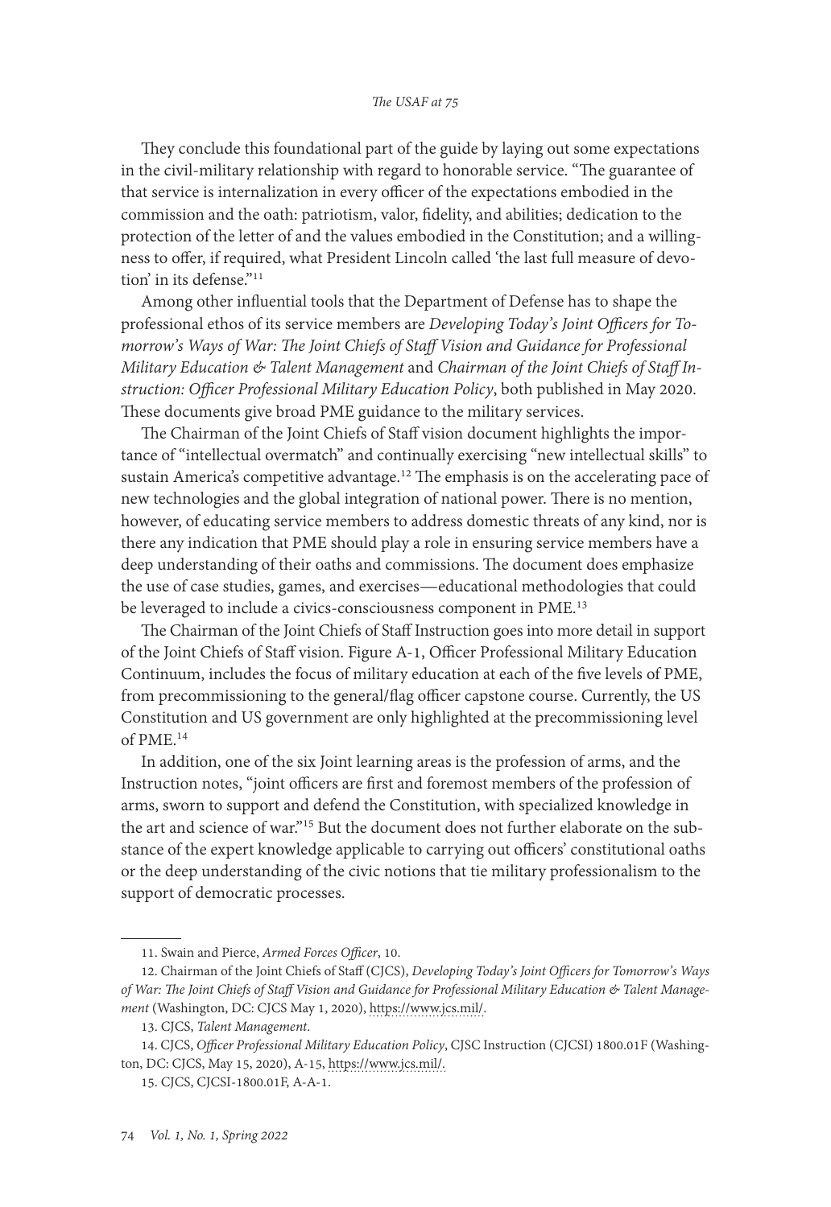They conclude this foundational part of the guide by laying out some expectations in the civil-military relationship with regard to honorable service. "The guarantee of that service is internalization in every officer of the expectations embodied in the commission and the oath: patriotism, valor, fidelity, and abilities; dedication to the protection of the letter of and the values embodied in the Constitution; and a willingness to offer, if required, what President Lincoln called 'the last full measure of devotion' in its defense."[11]

Among other influential tools that the Department of Defense has to shape the professional ethos of its service members are *Developing Today's Joint Officers for Tomorrow's Ways of War: The Joint Chiefs of Staff Vision and Guidance for Professional Military Education & Talent Management* and *Chairman of the Joint Chiefs of Staff Instruction: Officer Professional Military Education Policy*, both published in May 2020. These documents give broad PME guidance to the military services.

The Chairman of the Joint Chiefs of Staff vision document highlights the importance of "intellectual overmatch" and continually exercising "new intellectual skills" to sustain America's competitive advantage.[12] The emphasis is on the accelerating pace of new technologies and the global integration of national power. There is no mention, however, of educating service members to address domestic threats of any kind, nor is there any indication that PME should play a role in ensuring service members have a deep understanding of their oaths and commissions. The document does emphasize the use of case studies, games, and exercises—educational methodologies that could be leveraged to include a civics-consciousness component in PME.[13]

The Chairman of the Joint Chiefs of Staff Instruction goes into more detail in support of the Joint Chiefs of Staff vision. Figure A-1, Officer Professional Military Education Continuum, includes the focus of military education at each of the five levels of PME, from precommissioning to the general/flag officer capstone course. Currently, the US Constitution and US government are only highlighted at the precommissioning level of PME.[14]

In addition, one of the six Joint learning areas is the profession of arms, and the Instruction notes, "joint officers are first and foremost members of the profession of arms, sworn to support and defend the Constitution, with specialized knowledge in the art and science of war."[15] But the document does not further elaborate on the substance of the expert knowledge applicable to carrying out officers' constitutional oaths or the deep understanding of the civic notions that tie military professionalism to the support of democratic processes.

---

11. Swain and Pierce, *Armed Forces Officer*, 10.

12. Chairman of the Joint Chiefs of Staff (CJCS), *Developing Today's Joint Officers for Tomorrow's Ways of War: The Joint Chiefs of Staff Vision and Guidance for Professional Military Education & Talent Management* (Washington, DC: CJCS May 1, 2020), https://www.jcs.mil/.

13. CJCS, *Talent Management*.

14. CJCS, *Officer Professional Military Education Policy*, CJSC Instruction (CJCSI) 1800.01F (Washington, DC: CJCS, May 15, 2020), A-15, https://www.jcs.mil/.

15. CJCS, CJCSI-1800.01F, A-A-1.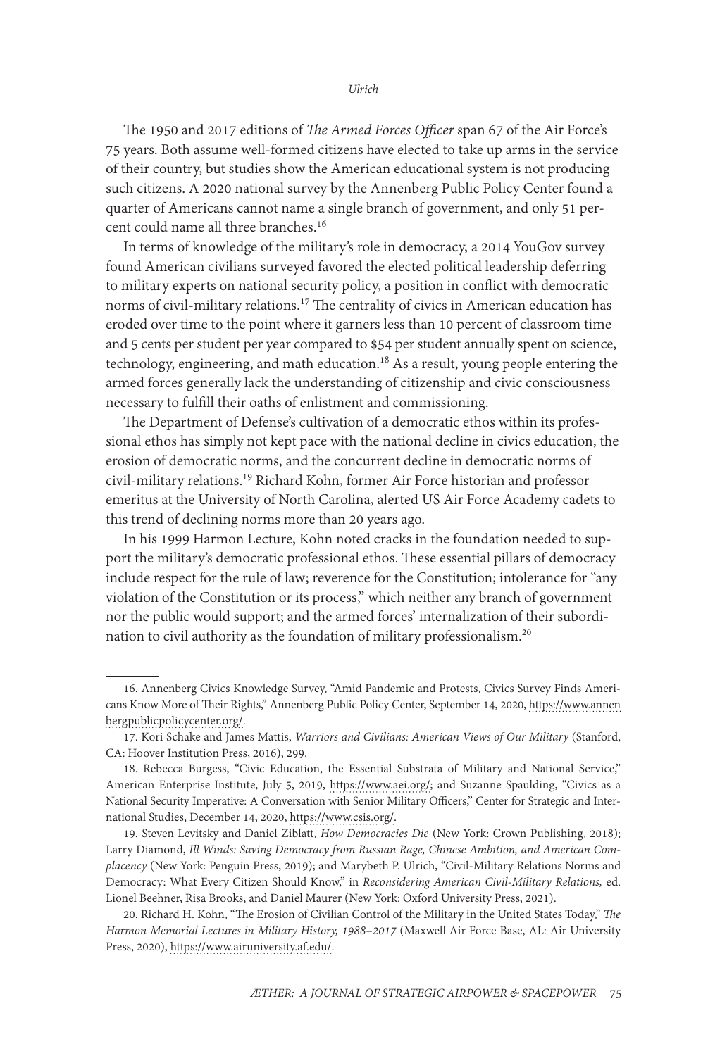The 1950 and 2017 editions of *The Armed Forces Officer* span 67 of the Air Force's 75 years. Both assume well-formed citizens have elected to take up arms in the service of their country, but studies show the American educational system is not producing such citizens. A 2020 national survey by the Annenberg Public Policy Center found a quarter of Americans cannot name a single branch of government, and only 51 percent could name all three branches.[16]

In terms of knowledge of the military's role in democracy, a 2014 YouGov survey found American civilians surveyed favored the elected political leadership deferring to military experts on national security policy, a position in conflict with democratic norms of civil-military relations.[17] The centrality of civics in American education has eroded over time to the point where it garners less than 10 percent of classroom time and 5 cents per student per year compared to $54 per student annually spent on science, technology, engineering, and math education.[18] As a result, young people entering the armed forces generally lack the understanding of citizenship and civic consciousness necessary to fulfill their oaths of enlistment and commissioning.

The Department of Defense's cultivation of a democratic ethos within its professional ethos has simply not kept pace with the national decline in civics education, the erosion of democratic norms, and the concurrent decline in democratic norms of civil-military relations.[19] Richard Kohn, former Air Force historian and professor emeritus at the University of North Carolina, alerted US Air Force Academy cadets to this trend of declining norms more than 20 years ago.

In his 1999 Harmon Lecture, Kohn noted cracks in the foundation needed to support the military's democratic professional ethos. These essential pillars of democracy include respect for the rule of law; reverence for the Constitution; intolerance for "any violation of the Constitution or its process," which neither any branch of government nor the public would support; and the armed forces' internalization of their subordination to civil authority as the foundation of military professionalism.[20]

---

16. Annenberg Civics Knowledge Survey, "Amid Pandemic and Protests, Civics Survey Finds Americans Know More of Their Rights," Annenberg Public Policy Center, September 14, 2020, https://www.annenbergpublicpolicycenter.org/.

17. Kori Schake and James Mattis, *Warriors and Civilians: American Views of Our Military* (Stanford, CA: Hoover Institution Press, 2016), 299.

18. Rebecca Burgess, "Civic Education, the Essential Substrata of Military and National Service," American Enterprise Institute, July 5, 2019, https://www.aei.org/; and Suzanne Spaulding, "Civics as a National Security Imperative: A Conversation with Senior Military Officers," Center for Strategic and International Studies, December 14, 2020, https://www.csis.org/.

19. Steven Levitsky and Daniel Ziblatt, *How Democracies Die* (New York: Crown Publishing, 2018); Larry Diamond, *Ill Winds: Saving Democracy from Russian Rage, Chinese Ambition, and American Complacency* (New York: Penguin Press, 2019); and Marybeth P. Ulrich, "Civil-Military Relations Norms and Democracy: What Every Citizen Should Know," in *Reconsidering American Civil-Military Relations,* ed. Lionel Beehner, Risa Brooks, and Daniel Maurer (New York: Oxford University Press, 2021).

20. Richard H. Kohn, "The Erosion of Civilian Control of the Military in the United States Today," *The Harmon Memorial Lectures in Military History, 1988–2017* (Maxwell Air Force Base, AL: Air University Press, 2020), https://www.airuniversity.af.edu/.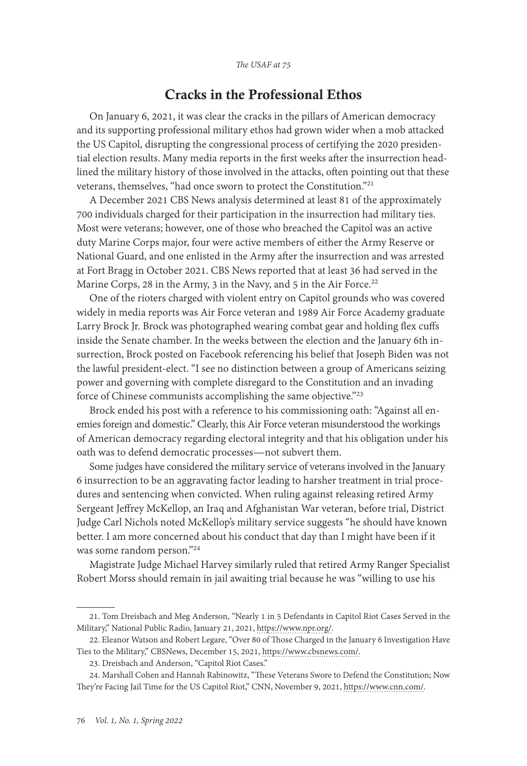## Cracks in the Professional Ethos

On January 6, 2021, it was clear the cracks in the pillars of American democracy and its supporting professional military ethos had grown wider when a mob attacked the US Capitol, disrupting the congressional process of certifying the 2020 presidential election results. Many media reports in the first weeks after the insurrection headlined the military history of those involved in the attacks, often pointing out that these veterans, themselves, "had once sworn to protect the Constitution."[21]

A December 2021 CBS News analysis determined at least 81 of the approximately 700 individuals charged for their participation in the insurrection had military ties. Most were veterans; however, one of those who breached the Capitol was an active duty Marine Corps major, four were active members of either the Army Reserve or National Guard, and one enlisted in the Army after the insurrection and was arrested at Fort Bragg in October 2021. CBS News reported that at least 36 had served in the Marine Corps, 28 in the Army, 3 in the Navy, and 5 in the Air Force.[22]

One of the rioters charged with violent entry on Capitol grounds who was covered widely in media reports was Air Force veteran and 1989 Air Force Academy graduate Larry Brock Jr. Brock was photographed wearing combat gear and holding flex cuffs inside the Senate chamber. In the weeks between the election and the January 6th insurrection, Brock posted on Facebook referencing his belief that Joseph Biden was not the lawful president-elect. "I see no distinction between a group of Americans seizing power and governing with complete disregard to the Constitution and an invading force of Chinese communists accomplishing the same objective."[23]

Brock ended his post with a reference to his commissioning oath: "Against all enemies foreign and domestic." Clearly, this Air Force veteran misunderstood the workings of American democracy regarding electoral integrity and that his obligation under his oath was to defend democratic processes—not subvert them.

Some judges have considered the military service of veterans involved in the January 6 insurrection to be an aggravating factor leading to harsher treatment in trial procedures and sentencing when convicted. When ruling against releasing retired Army Sergeant Jeffrey McKellop, an Iraq and Afghanistan War veteran, before trial, District Judge Carl Nichols noted McKellop's military service suggests "he should have known better. I am more concerned about his conduct that day than I might have been if it was some random person."[24]

Magistrate Judge Michael Harvey similarly ruled that retired Army Ranger Specialist Robert Morss should remain in jail awaiting trial because he was "willing to use his

---

21. Tom Dreisbach and Meg Anderson, "Nearly 1 in 5 Defendants in Capitol Riot Cases Served in the Military," National Public Radio, January 21, 2021, https://www.npr.org/.

22. Eleanor Watson and Robert Legare, "Over 80 of Those Charged in the January 6 Investigation Have Ties to the Military," CBSNews, December 15, 2021, https://www.cbsnews.com/.

23. Dreisbach and Anderson, "Capitol Riot Cases."

24. Marshall Cohen and Hannah Rabinowitz, "These Veterans Swore to Defend the Constitution; Now They're Facing Jail Time for the US Capitol Riot," CNN, November 9, 2021, https://www.cnn.com/.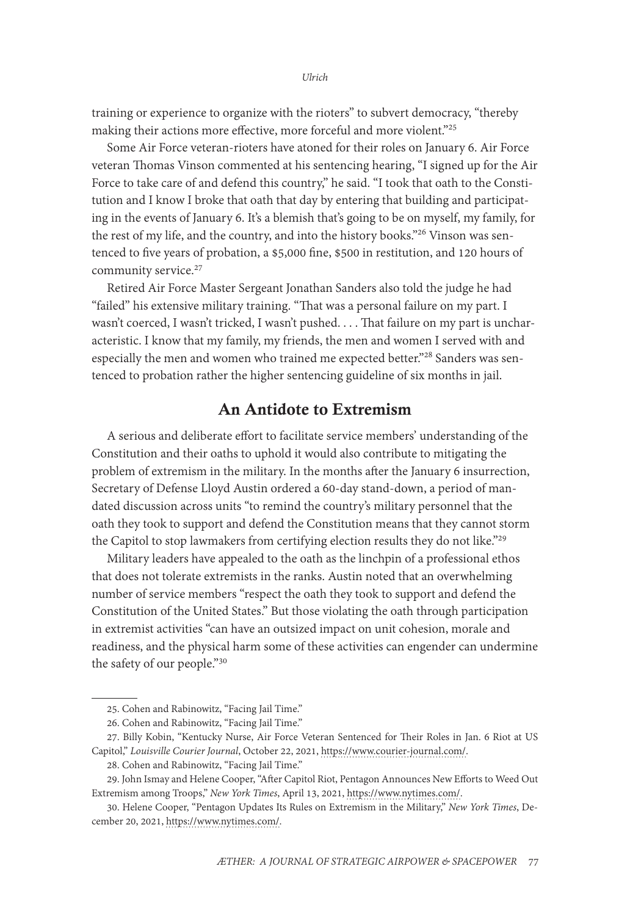training or experience to organize with the rioters" to subvert democracy, "thereby making their actions more effective, more forceful and more violent."[25]

Some Air Force veteran-rioters have atoned for their roles on January 6. Air Force veteran Thomas Vinson commented at his sentencing hearing, "I signed up for the Air Force to take care of and defend this country," he said. "I took that oath to the Constitution and I know I broke that oath that day by entering that building and participating in the events of January 6. It's a blemish that's going to be on myself, my family, for the rest of my life, and the country, and into the history books."[26] Vinson was sentenced to five years of probation, a $5,000 fine, $500 in restitution, and 120 hours of community service.[27]

Retired Air Force Master Sergeant Jonathan Sanders also told the judge he had "failed" his extensive military training. "That was a personal failure on my part. I wasn't coerced, I wasn't tricked, I wasn't pushed. . . . That failure on my part is uncharacteristic. I know that my family, my friends, the men and women I served with and especially the men and women who trained me expected better."[28] Sanders was sentenced to probation rather the higher sentencing guideline of six months in jail.

## An Antidote to Extremism

A serious and deliberate effort to facilitate service members' understanding of the Constitution and their oaths to uphold it would also contribute to mitigating the problem of extremism in the military. In the months after the January 6 insurrection, Secretary of Defense Lloyd Austin ordered a 60-day stand-down, a period of mandated discussion across units "to remind the country's military personnel that the oath they took to support and defend the Constitution means that they cannot storm the Capitol to stop lawmakers from certifying election results they do not like."[29]

Military leaders have appealed to the oath as the linchpin of a professional ethos that does not tolerate extremists in the ranks. Austin noted that an overwhelming number of service members "respect the oath they took to support and defend the Constitution of the United States." But those violating the oath through participation in extremist activities "can have an outsized impact on unit cohesion, morale and readiness, and the physical harm some of these activities can engender can undermine the safety of our people."[30]

---

25. Cohen and Rabinowitz, "Facing Jail Time."

26. Cohen and Rabinowitz, "Facing Jail Time."

27. Billy Kobin, "Kentucky Nurse, Air Force Veteran Sentenced for Their Roles in Jan. 6 Riot at US Capitol," *Louisville Courier Journal*, October 22, 2021, https://www.courier-journal.com/.

28. Cohen and Rabinowitz, "Facing Jail Time."

29. John Ismay and Helene Cooper, "After Capitol Riot, Pentagon Announces New Efforts to Weed Out Extremism among Troops," *New York Times*, April 13, 2021, https://www.nytimes.com/.

30. Helene Cooper, "Pentagon Updates Its Rules on Extremism in the Military," *New York Times*, December 20, 2021, https://www.nytimes.com/.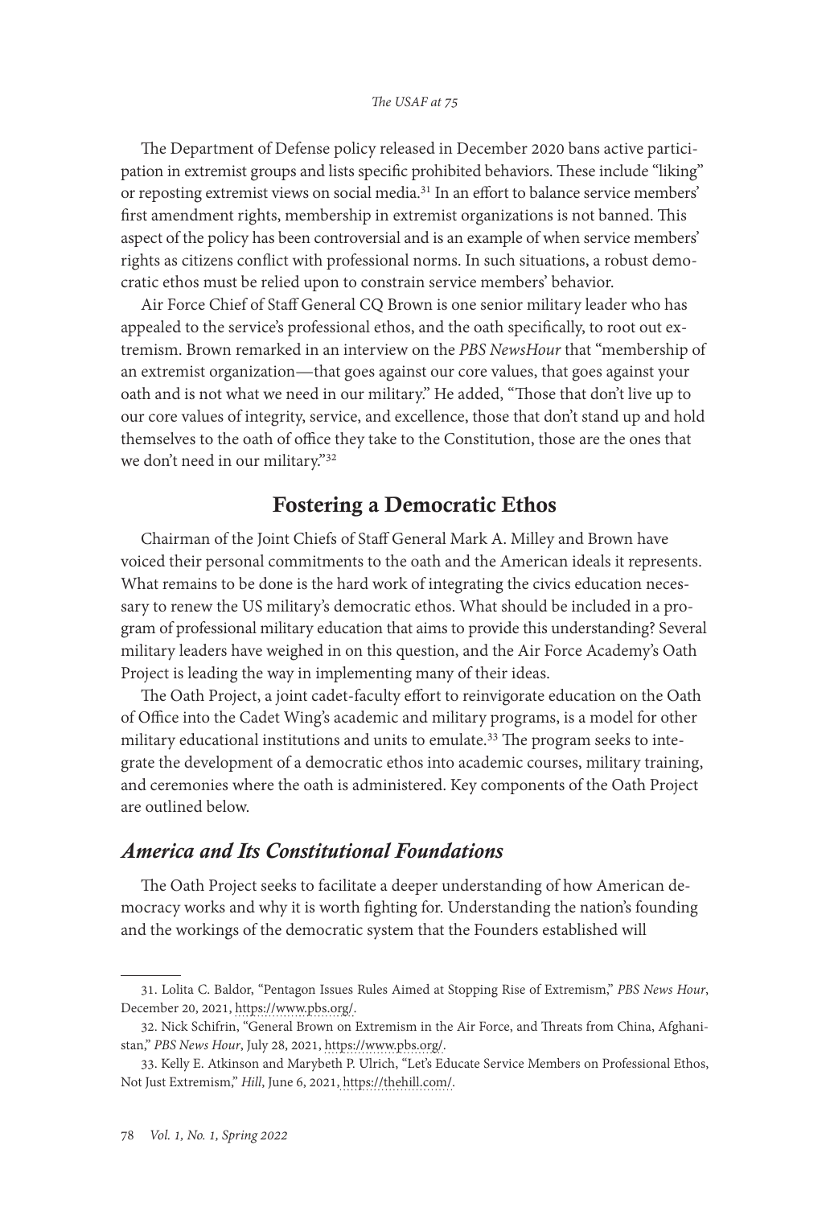The Department of Defense policy released in December 2020 bans active participation in extremist groups and lists specific prohibited behaviors. These include "liking" or reposting extremist views on social media.[31] In an effort to balance service members' first amendment rights, membership in extremist organizations is not banned. This aspect of the policy has been controversial and is an example of when service members' rights as citizens conflict with professional norms. In such situations, a robust democratic ethos must be relied upon to constrain service members' behavior.

Air Force Chief of Staff General CQ Brown is one senior military leader who has appealed to the service's professional ethos, and the oath specifically, to root out extremism. Brown remarked in an interview on the *PBS NewsHour* that "membership of an extremist organization—that goes against our core values, that goes against your oath and is not what we need in our military." He added, "Those that don't live up to our core values of integrity, service, and excellence, those that don't stand up and hold themselves to the oath of office they take to the Constitution, those are the ones that we don't need in our military."[32]

## Fostering a Democratic Ethos

Chairman of the Joint Chiefs of Staff General Mark A. Milley and Brown have voiced their personal commitments to the oath and the American ideals it represents. What remains to be done is the hard work of integrating the civics education necessary to renew the US military's democratic ethos. What should be included in a program of professional military education that aims to provide this understanding? Several military leaders have weighed in on this question, and the Air Force Academy's Oath Project is leading the way in implementing many of their ideas.

The Oath Project, a joint cadet-faculty effort to reinvigorate education on the Oath of Office into the Cadet Wing's academic and military programs, is a model for other military educational institutions and units to emulate.[33] The program seeks to integrate the development of a democratic ethos into academic courses, military training, and ceremonies where the oath is administered. Key components of the Oath Project are outlined below.

### *America and Its Constitutional Foundations*

The Oath Project seeks to facilitate a deeper understanding of how American democracy works and why it is worth fighting for. Understanding the nation's founding and the workings of the democratic system that the Founders established will

31. Lolita C. Baldor, "Pentagon Issues Rules Aimed at Stopping Rise of Extremism," *PBS News Hour*, December 20, 2021, https://www.pbs.org/.

32. Nick Schifrin, "General Brown on Extremism in the Air Force, and Threats from China, Afghanistan," *PBS News Hour*, July 28, 2021, https://www.pbs.org/.

33. Kelly E. Atkinson and Marybeth P. Ulrich, "Let's Educate Service Members on Professional Ethos, Not Just Extremism," *Hill*, June 6, 2021, https://thehill.com/.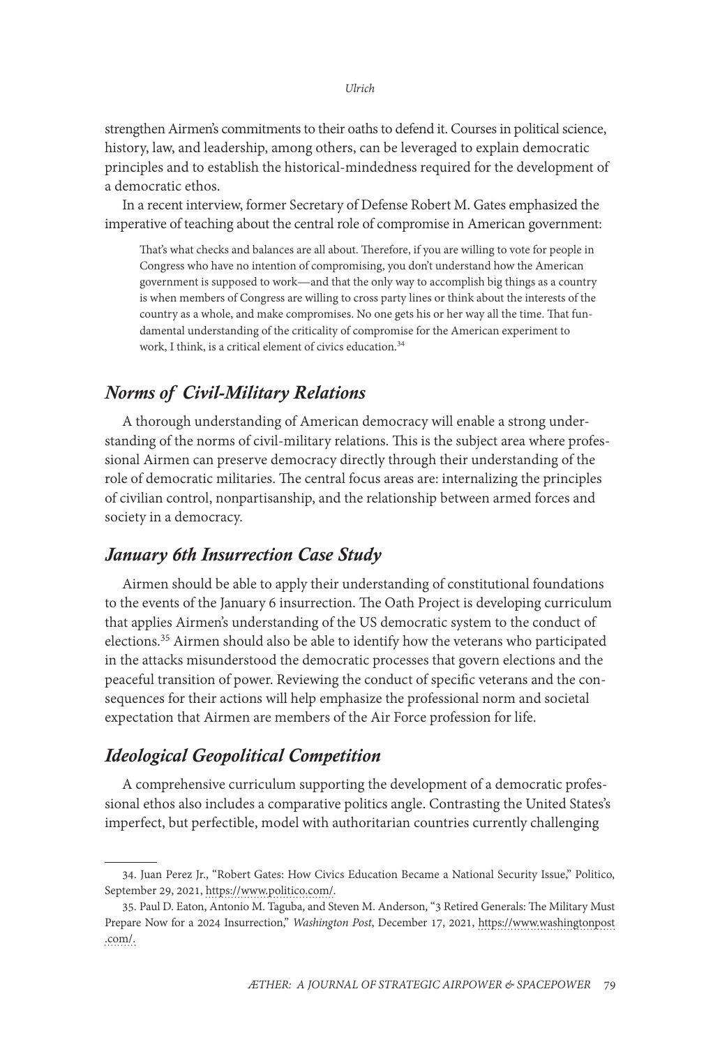strengthen Airmen's commitments to their oaths to defend it. Courses in political science, history, law, and leadership, among others, can be leveraged to explain democratic principles and to establish the historical-mindedness required for the development of a democratic ethos.

In a recent interview, former Secretary of Defense Robert M. Gates emphasized the imperative of teaching about the central role of compromise in American government:

> That's what checks and balances are all about. Therefore, if you are willing to vote for people in Congress who have no intention of compromising, you don't understand how the American government is supposed to work—and that the only way to accomplish big things as a country is when members of Congress are willing to cross party lines or think about the interests of the country as a whole, and make compromises. No one gets his or her way all the time. That fundamental understanding of the criticality of compromise for the American experiment to work, I think, is a critical element of civics education.[34]

## *Norms of Civil-Military Relations*

A thorough understanding of American democracy will enable a strong understanding of the norms of civil-military relations. This is the subject area where professional Airmen can preserve democracy directly through their understanding of the role of democratic militaries. The central focus areas are: internalizing the principles of civilian control, nonpartisanship, and the relationship between armed forces and society in a democracy.

## *January 6th Insurrection Case Study*

Airmen should be able to apply their understanding of constitutional foundations to the events of the January 6 insurrection. The Oath Project is developing curriculum that applies Airmen's understanding of the US democratic system to the conduct of elections.[35] Airmen should also be able to identify how the veterans who participated in the attacks misunderstood the democratic processes that govern elections and the peaceful transition of power. Reviewing the conduct of specific veterans and the consequences for their actions will help emphasize the professional norm and societal expectation that Airmen are members of the Air Force profession for life.

## *Ideological Geopolitical Competition*

A comprehensive curriculum supporting the development of a democratic professional ethos also includes a comparative politics angle. Contrasting the United States's imperfect, but perfectible, model with authoritarian countries currently challenging

34. Juan Perez Jr., "Robert Gates: How Civics Education Became a National Security Issue," Politico, September 29, 2021, https://www.politico.com/.

35. Paul D. Eaton, Antonio M. Taguba, and Steven M. Anderson, "3 Retired Generals: The Military Must Prepare Now for a 2024 Insurrection," *Washington Post*, December 17, 2021, https://www.washingtonpost.com/.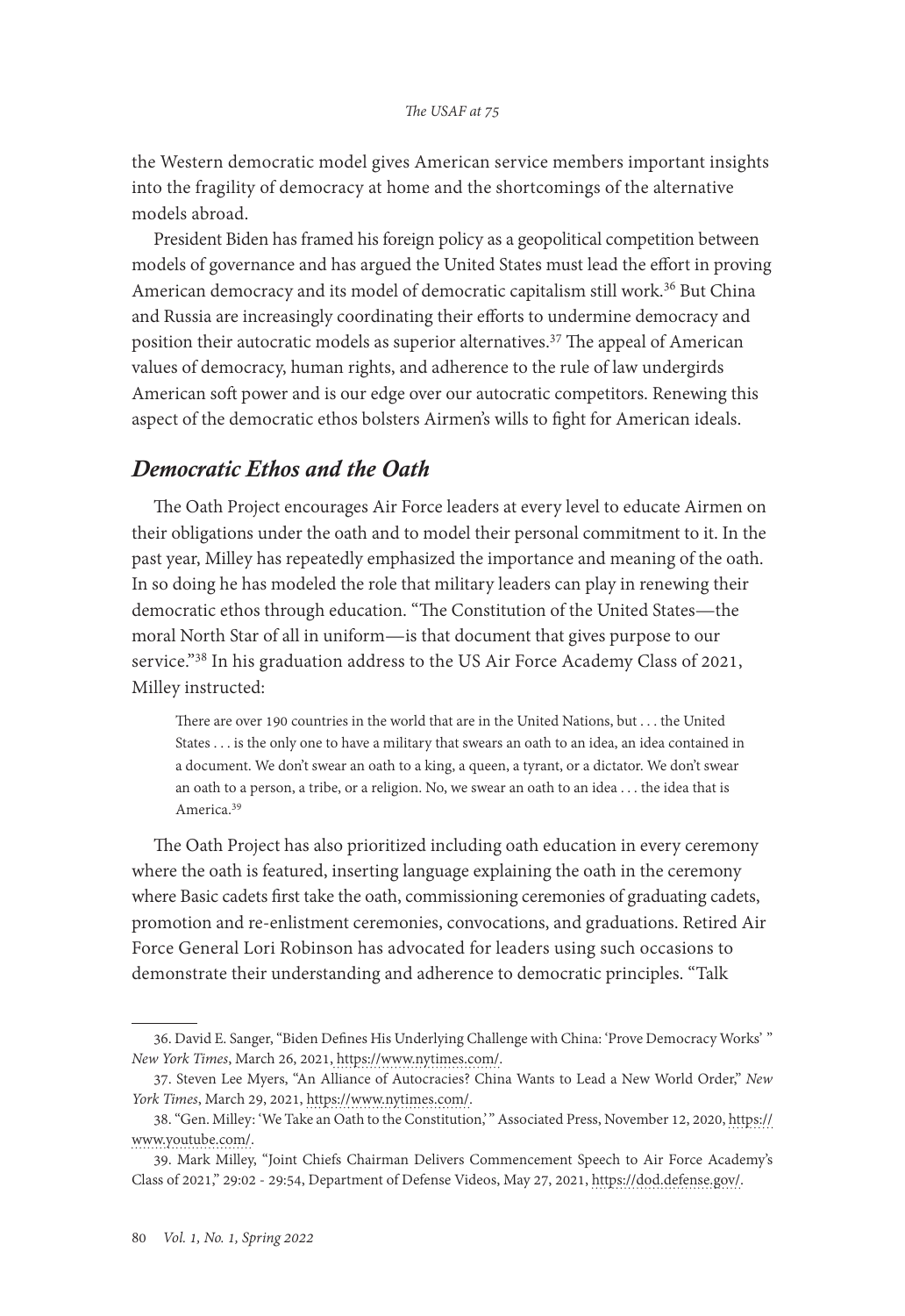the Western democratic model gives American service members important insights into the fragility of democracy at home and the shortcomings of the alternative models abroad.

President Biden has framed his foreign policy as a geopolitical competition between models of governance and has argued the United States must lead the effort in proving American democracy and its model of democratic capitalism still work.[36] But China and Russia are increasingly coordinating their efforts to undermine democracy and position their autocratic models as superior alternatives.[37] The appeal of American values of democracy, human rights, and adherence to the rule of law undergirds American soft power and is our edge over our autocratic competitors. Renewing this aspect of the democratic ethos bolsters Airmen's wills to fight for American ideals.

## *Democratic Ethos and the Oath*

The Oath Project encourages Air Force leaders at every level to educate Airmen on their obligations under the oath and to model their personal commitment to it. In the past year, Milley has repeatedly emphasized the importance and meaning of the oath. In so doing he has modeled the role that military leaders can play in renewing their democratic ethos through education. "The Constitution of the United States—the moral North Star of all in uniform—is that document that gives purpose to our service."[38] In his graduation address to the US Air Force Academy Class of 2021, Milley instructed:

> There are over 190 countries in the world that are in the United Nations, but . . . the United States . . . is the only one to have a military that swears an oath to an idea, an idea contained in a document. We don't swear an oath to a king, a queen, a tyrant, or a dictator. We don't swear an oath to a person, a tribe, or a religion. No, we swear an oath to an idea . . . the idea that is America.[39]

The Oath Project has also prioritized including oath education in every ceremony where the oath is featured, inserting language explaining the oath in the ceremony where Basic cadets first take the oath, commissioning ceremonies of graduating cadets, promotion and re-enlistment ceremonies, convocations, and graduations. Retired Air Force General Lori Robinson has advocated for leaders using such occasions to demonstrate their understanding and adherence to democratic principles. "Talk

---

36. David E. Sanger, "Biden Defines His Underlying Challenge with China: 'Prove Democracy Works' " *New York Times*, March 26, 2021, https://www.nytimes.com/.

37. Steven Lee Myers, "An Alliance of Autocracies? China Wants to Lead a New World Order," *New York Times*, March 29, 2021, https://www.nytimes.com/.

38. "Gen. Milley: 'We Take an Oath to the Constitution,' " Associated Press, November 12, 2020, https://www.youtube.com/.

39. Mark Milley, "Joint Chiefs Chairman Delivers Commencement Speech to Air Force Academy's Class of 2021," 29:02 - 29:54, Department of Defense Videos, May 27, 2021, https://dod.defense.gov/.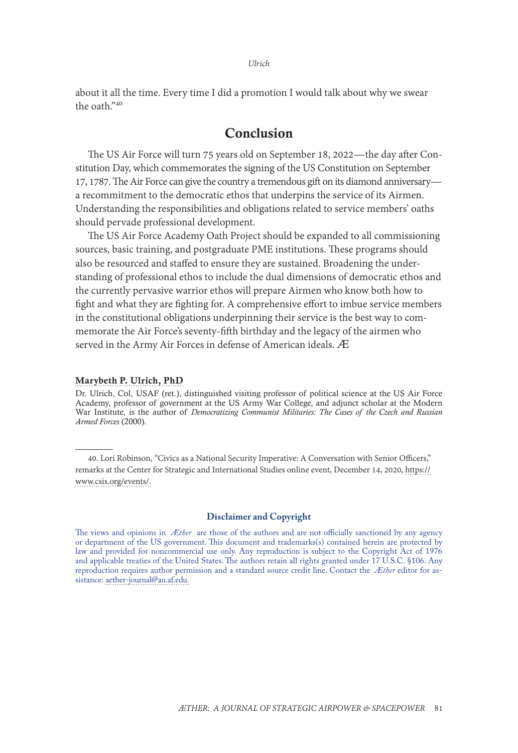about it all the time. Every time I did a promotion I would talk about why we swear the oath."[40]

## Conclusion

The US Air Force will turn 75 years old on September 18, 2022—the day after Constitution Day, which commemorates the signing of the US Constitution on September 17, 1787. The Air Force can give the country a tremendous gift on its diamond anniversary—a recommitment to the democratic ethos that underpins the service of its Airmen. Understanding the responsibilities and obligations related to service members' oaths should pervade professional development.

The US Air Force Academy Oath Project should be expanded to all commissioning sources, basic training, and postgraduate PME institutions. These programs should also be resourced and staffed to ensure they are sustained. Broadening the understanding of professional ethos to include the dual dimensions of democratic ethos and the currently pervasive warrior ethos will prepare Airmen who know both how to fight and what they are fighting for. A comprehensive effort to imbue service members in the constitutional obligations underpinning their service is the best way to commemorate the Air Force's seventy-fifth birthday and the legacy of the airmen who served in the Army Air Forces in defense of American ideals. *Æ*

**Marybeth P. Ulrich, PhD**

Dr. Ulrich, Col, USAF (ret.), distinguished visiting professor of political science at the US Air Force Academy, professor of government at the US Army War College, and adjunct scholar at the Modern War Institute, is the author of *Democratizing Communist Militaries: The Cases of the Czech and Russian Armed Forces* (2000).

40. Lori Robinson, "Civics as a National Security Imperative: A Conversation with Senior Officers," remarks at the Center for Strategic and International Studies online event, December 14, 2020, https://www.csis.org/events/.

**Disclaimer and Copyright**

The views and opinions in *Æther* are those of the authors and are not officially sanctioned by any agency or department of the US government. This document and trademarks(s) contained herein are protected by law and provided for noncommercial use only. Any reproduction is subject to the Copyright Act of 1976 and applicable treaties of the United States. The authors retain all rights granted under 17 U.S.C. §106. Any reproduction requires author permission and a standard source credit line. Contact the *Æther* editor for assistance: aether-journal@au.af.edu.